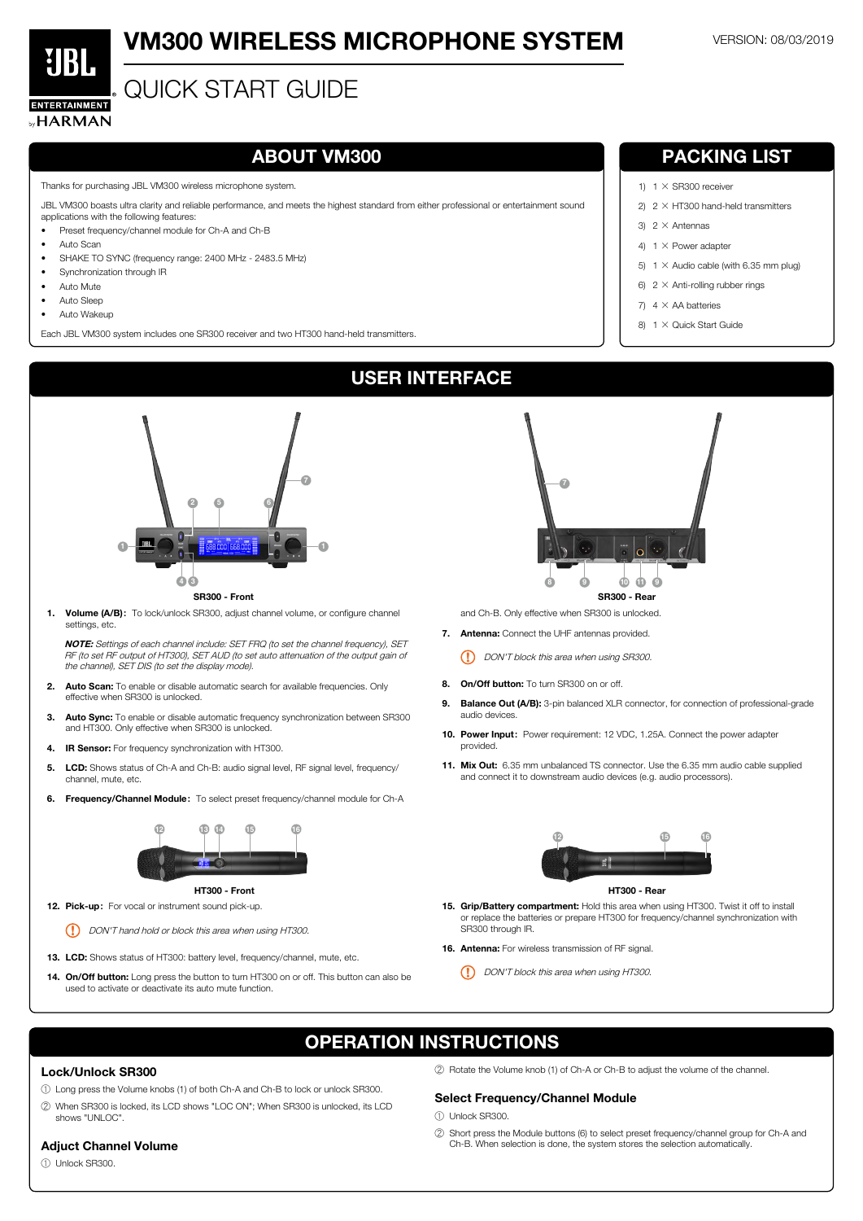# VM300 WIRELESS MICROPHONE SYSTEM

VERSION: 08/03/2019

## QUICK START GUIDE

## ABOUT VM300

Thanks for purchasing JBL VM300 wireless microphone system.

JBL VM300 boasts ultra clarity and reliable performance, and meets the highest standard from either professional or entertainment sound applications with the following features:

- Preset frequency/channel module for Ch-A and Ch-B
- Auto Scan
- SHAKE TO SYNC (frequency range: 2400 MHz - 2483.5 MHz)
- Synchronization through IR
- Auto Mute
- Auto Sleep
- Auto Wakeup

Each JBL VM300 system includes one SR300 receiver and two HT300 hand-held transmitters.

## PACKING LIST

1) 1 × SR300 receiver
2) 2 × HT300 hand-held transmitters
3) 2 × Antennas
4) 1 × Power adapter
5) 1 × Audio cable (with 6.35 mm plug)
6) 2 × Anti-rolling rubber rings
7) 4 × AA batteries
8) 1 × Quick Start Guide

## USER INTERFACE

**SR300 - Front**

**SR300 - Rear**

1. **Volume (A/B):** To lock/unlock SR300, adjust channel volume, or configure channel settings, etc.

   ***NOTE:*** *Settings of each channel include: SET FRQ (to set the channel frequency), SET RF (to set RF output of HT300), SET AUD (to set auto attenuation of the output gain of the channel), SET DIS (to set the display mode).*

2. **Auto Scan:** To enable or disable automatic search for available frequencies. Only effective when SR300 is unlocked.
3. **Auto Sync:** To enable or disable automatic frequency synchronization between SR300 and HT300. Only effective when SR300 is unlocked.
4. **IR Sensor:** For frequency synchronization with HT300.
5. **LCD:** Shows status of Ch-A and Ch-B: audio signal level, RF signal level, frequency/channel, mute, etc.
6. **Frequency/Channel Module:** To select preset frequency/channel module for Ch-A and Ch-B. Only effective when SR300 is unlocked.
7. **Antenna:** Connect the UHF antennas provided.

   *DON'T block this area when using SR300.*

8. **On/Off button:** To turn SR300 on or off.
9. **Balance Out (A/B):** 3-pin balanced XLR connector, for connection of professional-grade audio devices.
10. **Power Input:** Power requirement: 12 VDC, 1.25A. Connect the power adapter provided.
11. **Mix Out:** 6.35 mm unbalanced TS connector. Use the 6.35 mm audio cable supplied and connect it to downstream audio devices (e.g. audio processors).

**HT300 - Front**

**HT300 - Rear**

12. **Pick-up:** For vocal or instrument sound pick-up.

    *DON'T hand hold or block this area when using HT300.*

13. **LCD:** Shows status of HT300: battery level, frequency/channel, mute, etc.
14. **On/Off button:** Long press the button to turn HT300 on or off. This button can also be used to activate or deactivate its auto mute function.
15. **Grip/Battery compartment:** Hold this area when using HT300. Twist it off to install or replace the batteries or prepare HT300 for frequency/channel synchronization with SR300 through IR.
16. **Antenna:** For wireless transmission of RF signal.

    *DON'T block this area when using HT300.*

## OPERATION INSTRUCTIONS

### Lock/Unlock SR300

① Long press the Volume knobs (1) of both Ch-A and Ch-B to lock or unlock SR300.

② When SR300 is locked, its LCD shows "LOC ON"; When SR300 is unlocked, its LCD shows "UNLOC".

### Adjust Channel Volume

① Unlock SR300.

② Rotate the Volume knob (1) of Ch-A or Ch-B to adjust the volume of the channel.

### Select Frequency/Channel Module

① Unlock SR300.

② Short press the Module buttons (6) to select preset frequency/channel group for Ch-A and Ch-B. When selection is done, the system stores the selection automatically.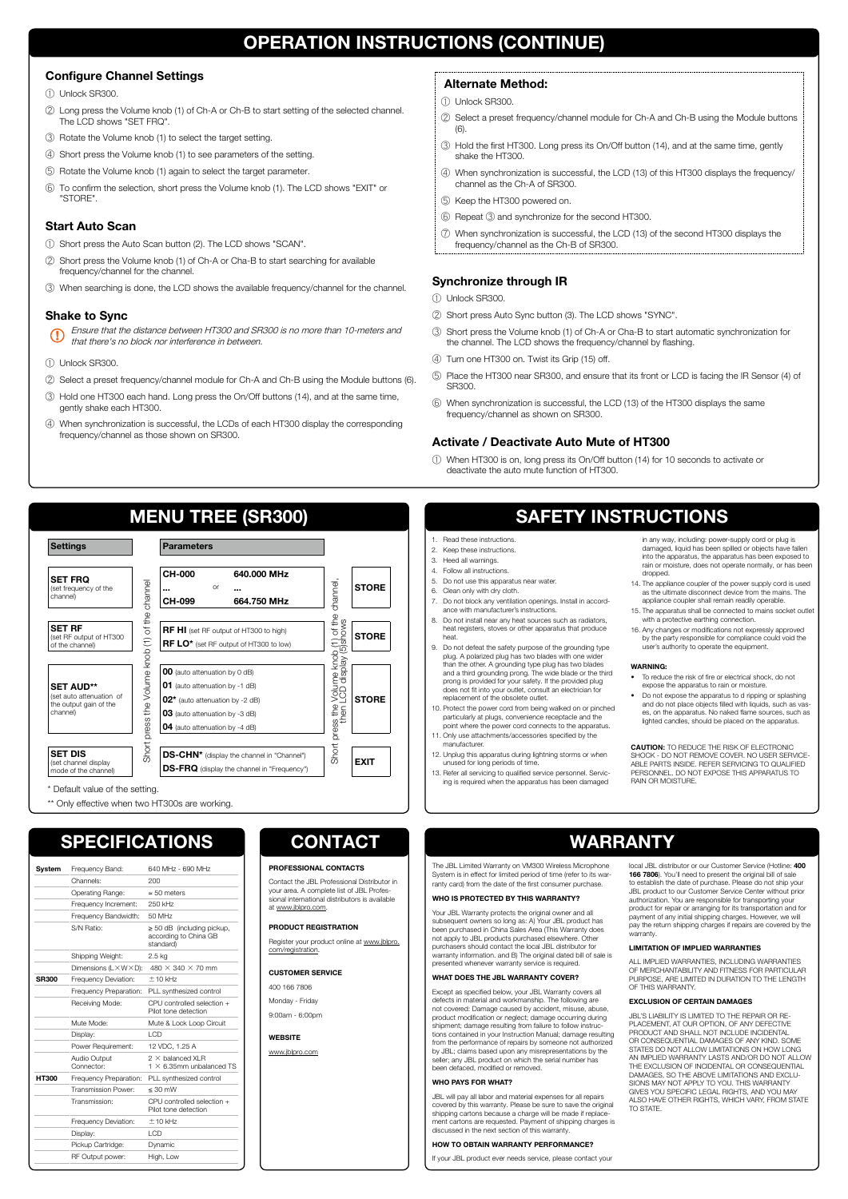# OPERATION INSTRUCTIONS (CONTINUE)

### Configure Channel Settings

① Unlock SR300.

② Long press the Volume knob (1) of Ch-A or Ch-B to start setting of the selected channel. The LCD shows "SET FRQ".

③ Rotate the Volume knob (1) to select the target setting.

④ Short press the Volume knob (1) to see parameters of the setting.

⑤ Rotate the Volume knob (1) again to select the target parameter.

⑥ To confirm the selection, short press the Volume knob (1). The LCD shows "EXIT" or "STORE".

### Start Auto Scan

① Short press the Auto Scan button (2). The LCD shows "SCAN".

② Short press the Volume knob (1) of Ch-A or Cha-B to start searching for available frequency/channel for the channel.

③ When searching is done, the LCD shows the available frequency/channel for the channel.

### Shake to Sync

*Ensure that the distance between HT300 and SR300 is no more than 10-meters and that there's no block nor interference in between.*

① Unlock SR300.

② Select a preset frequency/channel module for Ch-A and Ch-B using the Module buttons (6).

③ Hold one HT300 each hand. Long press the On/Off buttons (14), and at the same time, gently shake each HT300.

④ When synchronization is successful, the LCDs of each HT300 display the corresponding frequency/channel as those shown on SR300.

### Alternate Method:

① Unlock SR300.

② Select a preset frequency/channel module for Ch-A and Ch-B using the Module buttons (6).

③ Hold the first HT300. Long press its On/Off button (14), and at the same time, gently shake the HT300.

④ When synchronization is successful, the LCD (13) of this HT300 displays the frequency/ channel as the Ch-A of SR300.

⑤ Keep the HT300 powered on.

⑥ Repeat ③ and synchronize for the second HT300.

⑦ When synchronization is successful, the LCD (13) of the second HT300 displays the frequency/channel as the Ch-B of SR300.

### Synchronize through IR

① Unlock SR300.

② Short press Auto Sync button (3). The LCD shows "SYNC".

③ Short press the Volume knob (1) of Ch-A or Cha-B to start automatic synchronization for the channel. The LCD shows the frequency/channel by flashing.

④ Turn one HT300 on. Twist its Grip (15) off.

⑤ Place the HT300 near SR300, and ensure that its front or LCD is facing the IR Sensor (4) of SR300.

⑥ When synchronization is successful, the LCD (13) of the HT300 displays the same frequency/channel as shown on SR300.

### Activate / Deactivate Auto Mute of HT300

① When HT300 is on, long press its On/Off button (14) for 10 seconds to activate or deactivate the auto mute function of HT300.

# MENU TREE (SR300)

| Settings | | Parameters | | |
|---|---|---|---|---|
| **SET FRQ** (set frequency of the channel) | Short press the Volume knob (1) of the channel | **CH-000** 640.000 MHz ... or ... **CH-099** 664.750 MHz | Short press the Volume knob (1) of the channel, then LCD display (5)shows | **STORE** |
| **SET RF** (set RF output of HT300 of the channel) | | **RF HI** (set RF output of HT300 to high) **RF LO\*** (set RF output of HT300 to low) | | **STORE** |
| **SET AUD\*\*** (set auto attenuation of the output gain of the channel) | | **00** (auto attenuation by 0 dB) **01** (auto attenuation by -1 dB) **02\*** (auto attenuation by -2 dB) **03** (auto attenuation by -3 dB) **04** (auto attenuation by -4 dB) | | **STORE** |
| **SET DIS** (set channel display mode of the channel) | | **DS-CHN\*** (display the channel in "Channel") **DS-FRQ** (display the channel in "Frequency") | | **EXIT** |

\* Default value of the setting.

\*\* Only effective when two HT300s are working.

# SAFETY INSTRUCTIONS

1. Read these instructions.
2. Keep these instructions.
3. Heed all warnings.
4. Follow all instructions.
5. Do not use this apparatus near water.
6. Clean only with dry cloth.
7. Do not block any ventilation openings. Install in accordance with manufacturer's instructions.
8. Do not install near any heat sources such as radiators, heat registers, stoves or other apparatus that produce heat.
9. Do not defeat the safety purpose of the grounding type plug. A polarized plug has two blades with one wider than the other. A grounding type plug has two blades and a third grounding prong. The wide blade or the third prong is provided for your safety. If the provided plug does not fit into your outlet, consult an electrician for replacement of the obsolete outlet.
10. Protect the power cord from being walked on or pinched particularly at plugs, convenience receptacle and the point where the power cord connects to the apparatus.
11. Only use attachments/accessories specified by the manufacturer.
12. Unplug this apparatus during lightning storms or when unused for long periods of time.
13. Refer all servicing to qualified service personnel. Servicing is required when the apparatus has been damaged in any way, including: power-supply cord or plug is damaged, liquid has been spilled or objects have fallen into the apparatus, the apparatus has been exposed to rain or moisture, does not operate normally, or has been dropped.
14. The appliance coupler of the power supply cord is used as the ultimate disconnect device from the mains. The appliance coupler shall remain readily operable.
15. The apparatus shall be connected to mains socket outlet with a protective earthing connection.
16. Any changes or modifications not expressly approved by the party responsible for compliance could void the user's authority to operate the equipment.

**WARNING:**

- To reduce the risk of fire or electrical shock, do not expose the apparatus to rain or moisture.
- Do not expose the apparatus to d ripping or splashing and do not place objects filled with liquids, such as vases, on the apparatus. No naked flame sources, such as lighted candles, should be placed on the apparatus.

**CAUTION:** TO REDUCE THE RISK OF ELECTRONIC SHOCK - DO NOT REMOVE COVER. NO USER SERVICEABLE PARTS INSIDE. REFER SERVICING TO QUALIFIED PERSONNEL. DO NOT EXPOSE THIS APPARATUS TO RAIN OR MOISTURE.

# SPECIFICATIONS

| | | |
|---|---|---|
| **System** | Frequency Band: | 640 MHz - 690 MHz |
| | Channels: | 200 |
| | Operating Range: | ≈ 50 meters |
| | Frequency Increment: | 250 kHz |
| | Frequency Bandwidth: | 50 MHz |
| | S/N Ratio: | ≥ 50 dB (including pickup, according to China GB standard) |
| | Shipping Weight: | 2.5 kg |
| | Dimensions (L × W × D): | 480 × 340 × 70 mm |
| **SR300** | Frequency Deviation: | ± 10 kHz |
| | Frequency Preparation: | PLL synthesized control |
| | Receiving Mode: | CPU controlled selection + Pilot tone detection |
| | Mute Mode: | Mute & Lock Loop Circuit |
| | Display: | LCD |
| | Power Requirement: | 12 VDC, 1.25 A |
| | Audio Output Connector: | 2 × balanced XLR 1 × 6.35mm unbalanced TS |
| **HT300** | Frequency Preparation: | PLL synthesized control |
| | Transmission Power: | ≤ 30 mW |
| | Transmission: | CPU controlled selection + Pilot tone detection |
| | Frequency Deviation: | ± 10 kHz |
| | Display: | LCD |
| | Pickup Cartridge: | Dynamic |
| | RF Output power: | High, Low |

# CONTACT

**PROFESSIONAL CONTACTS**

Contact the JBL Professional Distributor in your area. A complete list of JBL Professional international distributors is available at www.jblpro.com.

**PRODUCT REGISTRATION**

Register your product online at www.jblpro.com/registration.

**CUSTOMER SERVICE**

400 166 7806

Monday - Friday

9:00am - 6:00pm

**WEBSITE**

www.jblpro.com

# WARRANTY

The JBL Limited Warranty on VM300 Wireless Microphone System is in effect for limited period of time (refer to its warranty card) from the date of the first consumer purchase.

**WHO IS PROTECTED BY THIS WARRANTY?**

Your JBL Warranty protects the original owner and all subsequent owners so long as: A) Your JBL product has been purchased in China Sales Area (This Warranty does not apply to JBL products purchased elsewhere. Other purchasers should contact the local JBL distributor for warranty information. and B) The original dated bill of sale is presented whenever warranty service is required.

**WHAT DOES THE JBL WARRANTY COVER?**

Except as specified below, your JBL Warranty covers all defects in material and workmanship. The following are not covered: Damage caused by accident, misuse, abuse, product modification or neglect; damage occurring during shipment; damage resulting from failure to follow instructions contained in your Instruction Manual; damage resulting from the performance of repairs by someone not authorized by JBL; claims based upon any misrepresentations by the seller; any JBL product on which the serial number has been defaced, modified or removed.

**WHO PAYS FOR WHAT?**

JBL will pay all labor and material expenses for all repairs covered by this warranty. Please be sure to save the original shipping cartons because a charge will be made if replacement cartons are requested. Payment of shipping charges is discussed in the next section of this warranty.

**HOW TO OBTAIN WARRANTY PERFORMANCE?**

If your JBL product ever needs service, please contact your local JBL distributor or our Customer Service (Hotline: **400 166 7806**). You'll need to present the original bill of sale to establish the date of purchase. Please do not ship your JBL product to our Customer Service Center without prior authorization. You are responsible for transporting your product for repair or arranging for its transportation and for payment of any initial shipping charges. However, we will pay the return shipping charges if repairs are covered by the warranty.

**LIMITATION OF IMPLIED WARRANTIES**

ALL IMPLIED WARRANTIES, INCLUDING WARRANTIES OF MERCHANTABILITY AND FITNESS FOR PARTICULAR PURPOSE, ARE LIMITED IN DURATION TO THE LENGTH OF THIS WARRANTY.

**EXCLUSION OF CERTAIN DAMAGES**

JBL'S LIABILITY IS LIMITED TO THE REPAIR OR REPLACEMENT, AT OUR OPTION, OF ANY DEFECTIVE PRODUCT AND SHALL NOT INCLUDE INCIDENTAL OR CONSEQUENTIAL DAMAGES OF ANY KIND. SOME STATES DO NOT ALLOW LIMITATIONS ON HOW LONG AN IMPLIED WARRANTY LASTS AND/OR DO NOT ALLOW THE EXCLUSION OF INCIDENTAL OR CONSEQUENTIAL DAMAGES, SO THE ABOVE LIMITATIONS AND EXCLUSIONS MAY NOT APPLY TO YOU. THIS WARRANTY GIVES YOU SPECIFIC LEGAL RIGHTS, AND YOU MAY ALSO HAVE OTHER RIGHTS, WHICH VARY, FROM STATE TO STATE.